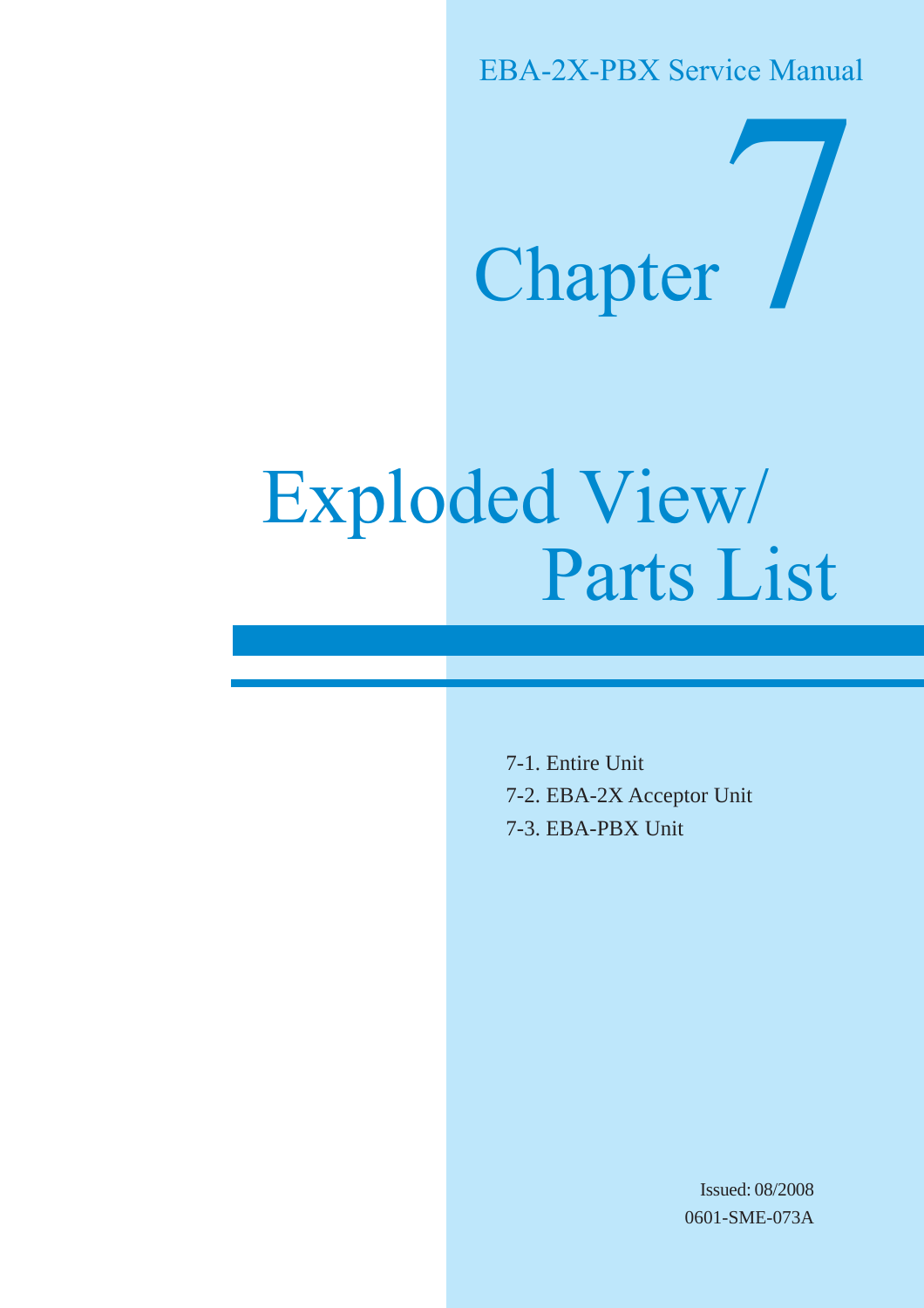EBA-2X-PBX Service Manual

# Chapter 7

# Exploded View/ Parts List

7-1. Entire Unit

7-2. EBA-2X Acceptor Unit

7-3. EBA-PBX Unit

Issued: 08/2008

0601-SME-073A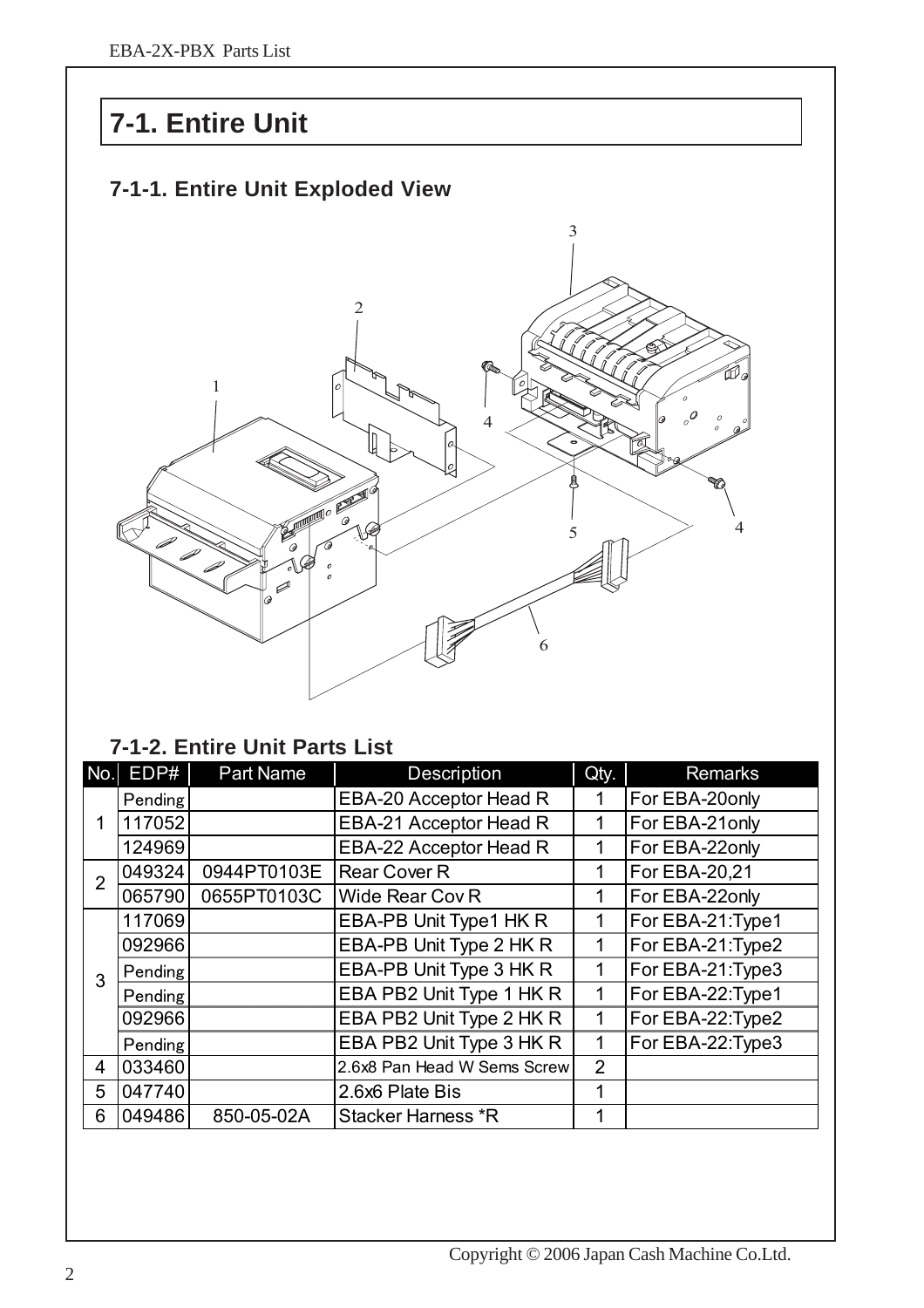# 7-1. Entire Unit

## 7-1-1. Entire Unit Exploded View

## 7-1-2. Entire Unit Parts List

| No. | EDP# | Part Name | Description | Qty. | Remarks |
|---|---|---|---|---|---|
| 1 | Pending | | EBA-20 Acceptor Head R | 1 | For EBA-20only |
| | 117052 | | EBA-21 Acceptor Head R | 1 | For EBA-21only |
| | 124969 | | EBA-22 Acceptor Head R | 1 | For EBA-22only |
| 2 | 049324 | 0944PT0103E | Rear Cover R | 1 | For EBA-20,21 |
| | 065790 | 0655PT0103C | Wide Rear Cov R | 1 | For EBA-22only |
| 3 | 117069 | | EBA-PB Unit Type1 HK R | 1 | For EBA-21:Type1 |
| | 092966 | | EBA-PB Unit Type 2 HK R | 1 | For EBA-21:Type2 |
| | Pending | | EBA-PB Unit Type 3 HK R | 1 | For EBA-21:Type3 |
| | Pending | | EBA PB2 Unit Type 1 HK R | 1 | For EBA-22:Type1 |
| | 092966 | | EBA PB2 Unit Type 2 HK R | 1 | For EBA-22:Type2 |
| | Pending | | EBA PB2 Unit Type 3 HK R | 1 | For EBA-22:Type3 |
| 4 | 033460 | | 2.6x8 Pan Head W Sems Screw | 2 | |
| 5 | 047740 | | 2.6x6 Plate Bis | 1 | |
| 6 | 049486 | 850-05-02A | Stacker Harness *R | 1 | |

Copyright © 2006 Japan Cash Machine Co.Ltd.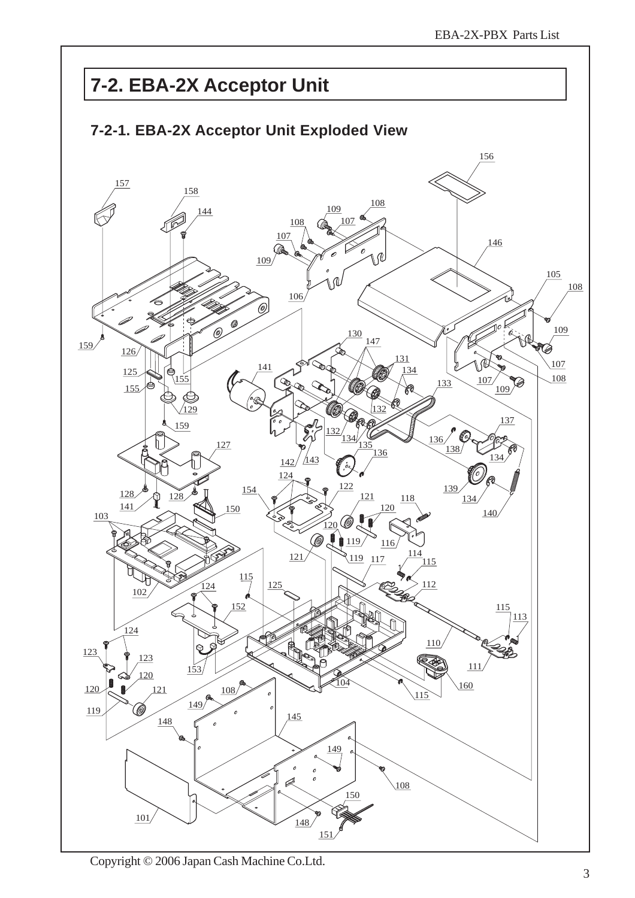# 7-2. EBA-2X Acceptor Unit

## 7-2-1. EBA-2X Acceptor Unit Exploded View

Copyright © 2006 Japan Cash Machine Co.Ltd.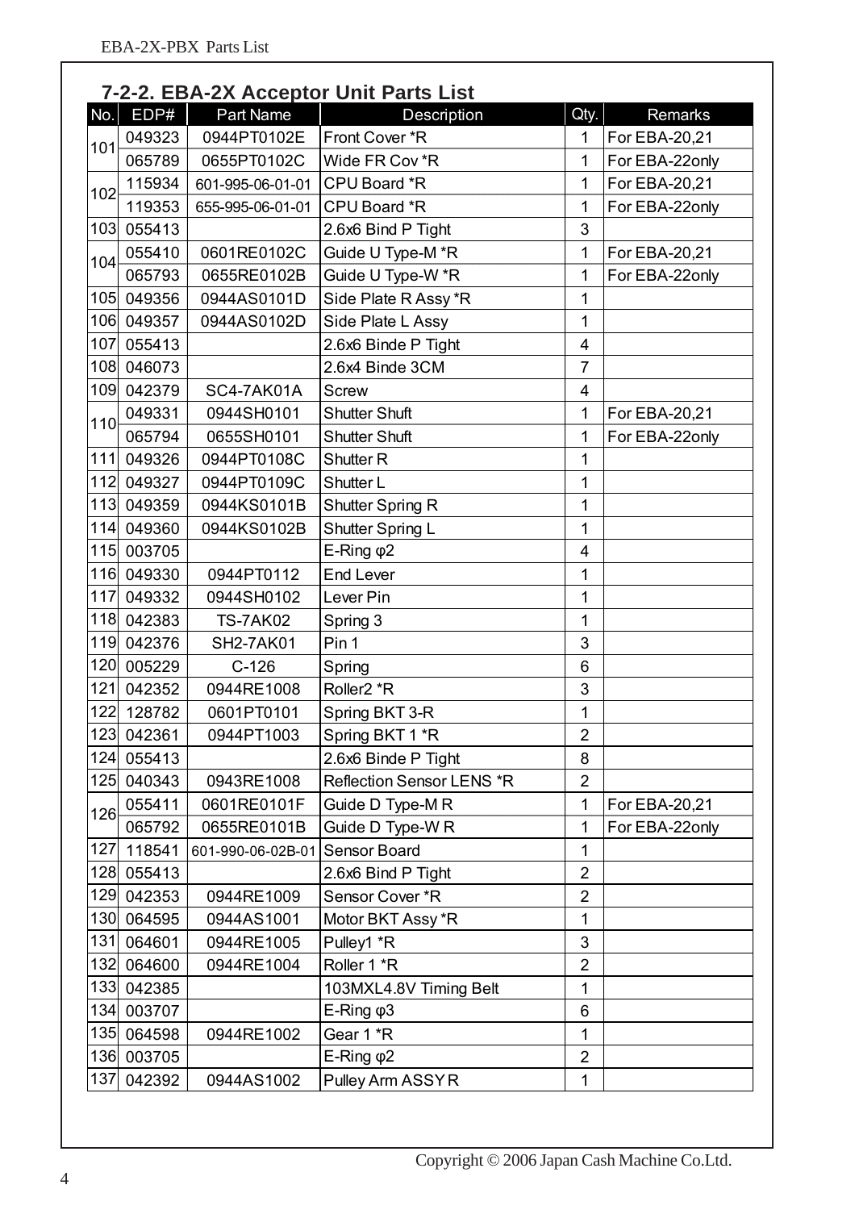## 7-2-2. EBA-2X Acceptor Unit Parts List

| No. | EDP# | Part Name | Description | Qty. | Remarks |
|---|---|---|---|---|---|
| 101 | 049323 | 0944PT0102E | Front Cover *R | 1 | For EBA-20,21 |
| | 065789 | 0655PT0102C | Wide FR Cov *R | 1 | For EBA-22only |
| 102 | 115934 | 601-995-06-01-01 | CPU Board *R | 1 | For EBA-20,21 |
| | 119353 | 655-995-06-01-01 | CPU Board *R | 1 | For EBA-22only |
| 103 | 055413 | | 2.6x6 Bind P Tight | 3 | |
| 104 | 055410 | 0601RE0102C | Guide U Type-M *R | 1 | For EBA-20,21 |
| | 065793 | 0655RE0102B | Guide U Type-W *R | 1 | For EBA-22only |
| 105 | 049356 | 0944AS0101D | Side Plate R Assy *R | 1 | |
| 106 | 049357 | 0944AS0102D | Side Plate L Assy | 1 | |
| 107 | 055413 | | 2.6x6 Binde P Tight | 4 | |
| 108 | 046073 | | 2.6x4 Binde 3CM | 7 | |
| 109 | 042379 | SC4-7AK01A | Screw | 4 | |
| 110 | 049331 | 0944SH0101 | Shutter Shuft | 1 | For EBA-20,21 |
| | 065794 | 0655SH0101 | Shutter Shuft | 1 | For EBA-22only |
| 111 | 049326 | 0944PT0108C | Shutter R | 1 | |
| 112 | 049327 | 0944PT0109C | Shutter L | 1 | |
| 113 | 049359 | 0944KS0101B | Shutter Spring R | 1 | |
| 114 | 049360 | 0944KS0102B | Shutter Spring L | 1 | |
| 115 | 003705 | | E-Ring φ2 | 4 | |
| 116 | 049330 | 0944PT0112 | End Lever | 1 | |
| 117 | 049332 | 0944SH0102 | Lever Pin | 1 | |
| 118 | 042383 | TS-7AK02 | Spring 3 | 1 | |
| 119 | 042376 | SH2-7AK01 | Pin 1 | 3 | |
| 120 | 005229 | C-126 | Spring | 6 | |
| 121 | 042352 | 0944RE1008 | Roller2 *R | 3 | |
| 122 | 128782 | 0601PT0101 | Spring BKT 3-R | 1 | |
| 123 | 042361 | 0944PT1003 | Spring BKT 1 *R | 2 | |
| 124 | 055413 | | 2.6x6 Binde P Tight | 8 | |
| 125 | 040343 | 0943RE1008 | Reflection Sensor LENS *R | 2 | |
| 126 | 055411 | 0601RE0101F | Guide D Type-M R | 1 | For EBA-20,21 |
| | 065792 | 0655RE0101B | Guide D Type-W R | 1 | For EBA-22only |
| 127 | 118541 | 601-990-06-02B-01 | Sensor Board | 1 | |
| 128 | 055413 | | 2.6x6 Bind P Tight | 2 | |
| 129 | 042353 | 0944RE1009 | Sensor Cover *R | 2 | |
| 130 | 064595 | 0944AS1001 | Motor BKT Assy *R | 1 | |
| 131 | 064601 | 0944RE1005 | Pulley1 *R | 3 | |
| 132 | 064600 | 0944RE1004 | Roller 1 *R | 2 | |
| 133 | 042385 | | 103MXL4.8V Timing Belt | 1 | |
| 134 | 003707 | | E-Ring φ3 | 6 | |
| 135 | 064598 | 0944RE1002 | Gear 1 *R | 1 | |
| 136 | 003705 | | E-Ring φ2 | 2 | |
| 137 | 042392 | 0944AS1002 | Pulley Arm ASSY R | 1 | |

Copyright © 2006 Japan Cash Machine Co.Ltd.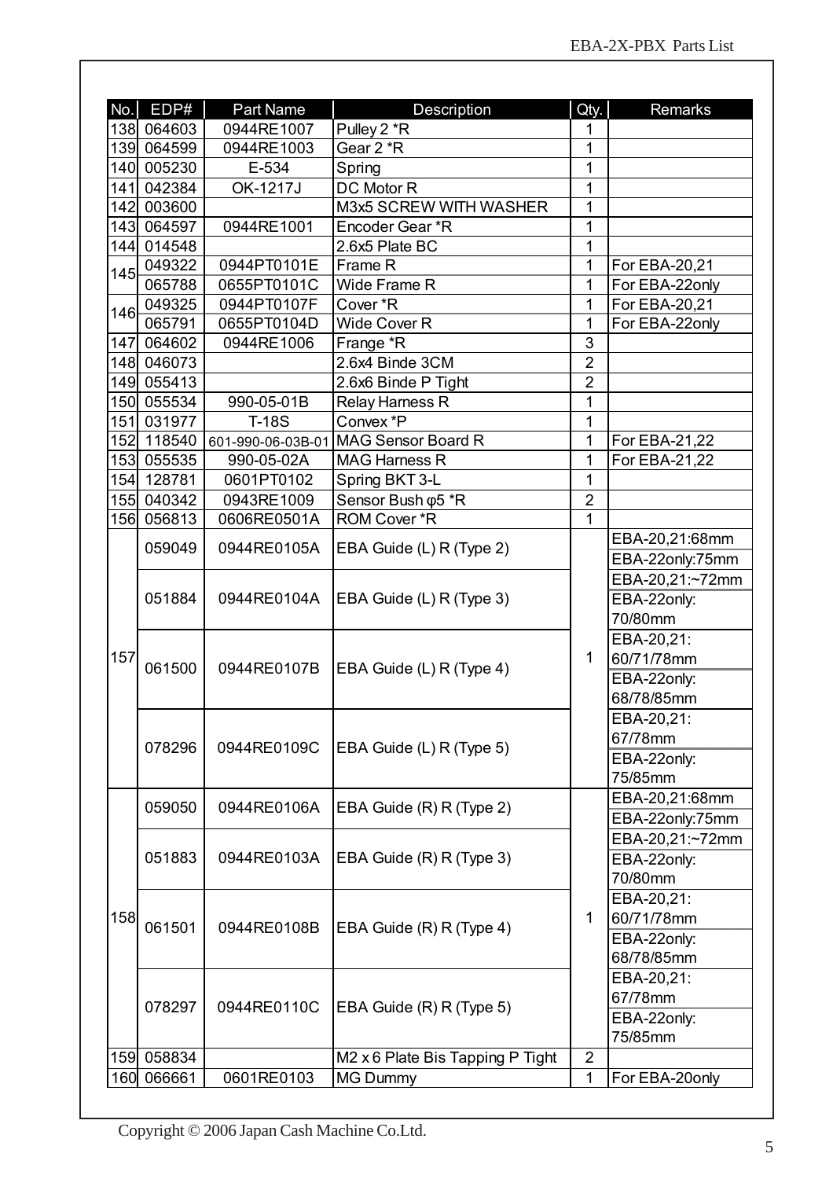| No. | EDP# | Part Name | Description | Qty. | Remarks |
|---|---|---|---|---|---|
| 138 | 064603 | 0944RE1007 | Pulley 2 *R | 1 | |
| 139 | 064599 | 0944RE1003 | Gear 2 *R | 1 | |
| 140 | 005230 | E-534 | Spring | 1 | |
| 141 | 042384 | OK-1217J | DC Motor R | 1 | |
| 142 | 003600 | | M3x5 SCREW WITH WASHER | 1 | |
| 143 | 064597 | 0944RE1001 | Encoder Gear *R | 1 | |
| 144 | 014548 | | 2.6x5 Plate BC | 1 | |
| 145 | 049322 | 0944PT0101E | Frame R | 1 | For EBA-20,21 |
| | 065788 | 0655PT0101C | Wide Frame R | 1 | For EBA-22only |
| 146 | 049325 | 0944PT0107F | Cover *R | 1 | For EBA-20,21 |
| | 065791 | 0655PT0104D | Wide Cover R | 1 | For EBA-22only |
| 147 | 064602 | 0944RE1006 | Frange *R | 3 | |
| 148 | 046073 | | 2.6x4 Binde 3CM | 2 | |
| 149 | 055413 | | 2.6x6 Binde P Tight | 2 | |
| 150 | 055534 | 990-05-01B | Relay Harness R | 1 | |
| 151 | 031977 | T-18S | Convex *P | 1 | |
| 152 | 118540 | 601-990-06-03B-01 | MAG Sensor Board R | 1 | For EBA-21,22 |
| 153 | 055535 | 990-05-02A | MAG Harness R | 1 | For EBA-21,22 |
| 154 | 128781 | 0601PT0102 | Spring BKT 3-L | 1 | |
| 155 | 040342 | 0943RE1009 | Sensor Bush φ5 *R | 2 | |
| 156 | 056813 | 0606RE0501A | ROM Cover *R | 1 | |
| 157 | 059049 | 0944RE0105A | EBA Guide (L) R (Type 2) | 1 | EBA-20,21:68mm<br>EBA-22only:75mm |
| | 051884 | 0944RE0104A | EBA Guide (L) R (Type 3) | | EBA-20,21:~72mm<br>EBA-22only: 70/80mm |
| | 061500 | 0944RE0107B | EBA Guide (L) R (Type 4) | | EBA-20,21: 60/71/78mm<br>EBA-22only: 68/78/85mm |
| | 078296 | 0944RE0109C | EBA Guide (L) R (Type 5) | | EBA-20,21: 67/78mm<br>EBA-22only: 75/85mm |
| 158 | 059050 | 0944RE0106A | EBA Guide (R) R (Type 2) | 1 | EBA-20,21:68mm<br>EBA-22only:75mm |
| | 051883 | 0944RE0103A | EBA Guide (R) R (Type 3) | | EBA-20,21:~72mm<br>EBA-22only: 70/80mm |
| | 061501 | 0944RE0108B | EBA Guide (R) R (Type 4) | | EBA-20,21: 60/71/78mm<br>EBA-22only: 68/78/85mm |
| | 078297 | 0944RE0110C | EBA Guide (R) R (Type 5) | | EBA-20,21: 67/78mm<br>EBA-22only: 75/85mm |
| 159 | 058834 | | M2 x 6 Plate Bis Tapping P Tight | 2 | |
| 160 | 066661 | 0601RE0103 | MG Dummy | 1 | For EBA-20only |

Copyright © 2006 Japan Cash Machine Co.Ltd.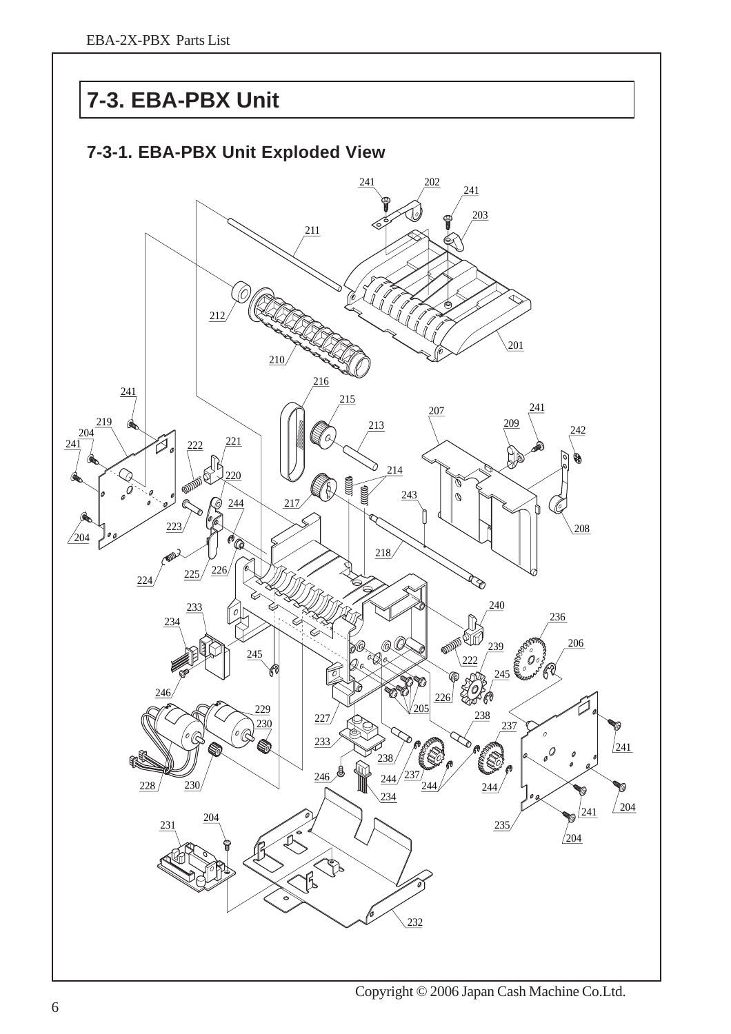# 7-3. EBA-PBX Unit

## 7-3-1. EBA-PBX Unit Exploded View

Copyright © 2006 Japan Cash Machine Co.Ltd.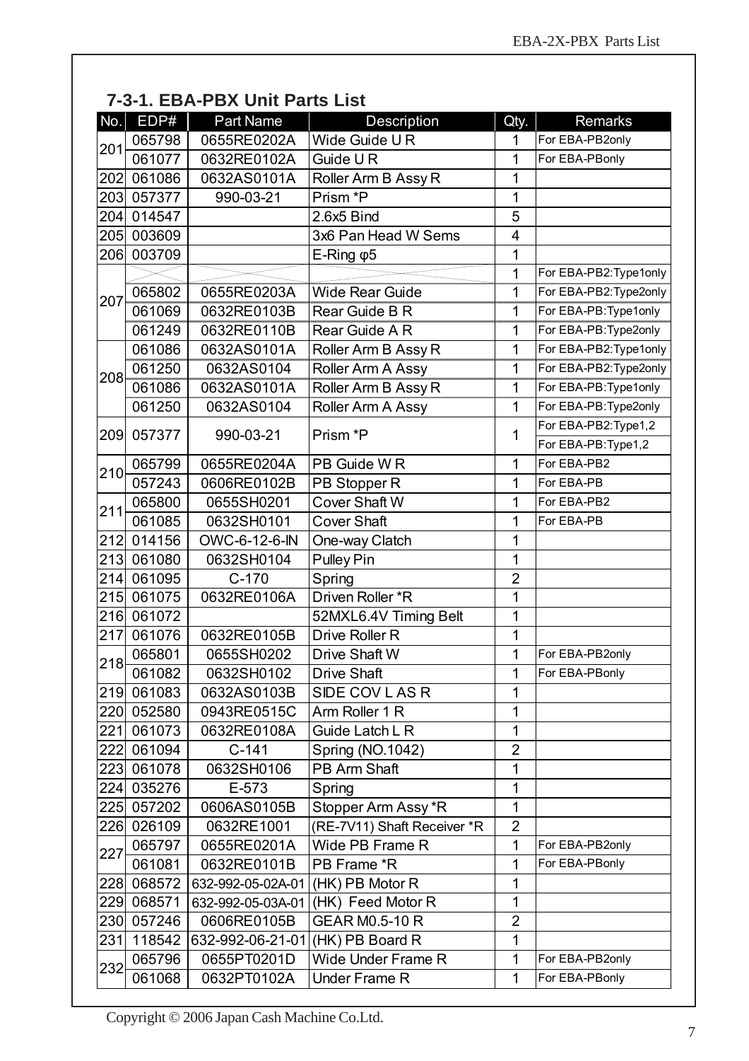## 7-3-1. EBA-PBX Unit Parts List

| No. | EDP# | Part Name | Description | Qty. | Remarks |
|---|---|---|---|---|---|
| 201 | 065798 | 0655RE0202A | Wide Guide U R | 1 | For EBA-PB2only |
| | 061077 | 0632RE0102A | Guide U R | 1 | For EBA-PBonly |
| 202 | 061086 | 0632AS0101A | Roller Arm B Assy R | 1 | |
| 203 | 057377 | 990-03-21 | Prism *P | 1 | |
| 204 | 014547 | | 2.6x5 Bind | 5 | |
| 205 | 003609 | | 3x6 Pan Head W Sems | 4 | |
| 206 | 003709 | | E-Ring φ5 | 1 | |
| 207 | | | | 1 | For EBA-PB2:Type1only |
| | 065802 | 0655RE0203A | Wide Rear Guide | 1 | For EBA-PB2:Type2only |
| | 061069 | 0632RE0103B | Rear Guide B R | 1 | For EBA-PB:Type1only |
| | 061249 | 0632RE0110B | Rear Guide A R | 1 | For EBA-PB:Type2only |
| 208 | 061086 | 0632AS0101A | Roller Arm B Assy R | 1 | For EBA-PB2:Type1only |
| | 061250 | 0632AS0104 | Roller Arm A Assy | 1 | For EBA-PB2:Type2only |
| | 061086 | 0632AS0101A | Roller Arm B Assy R | 1 | For EBA-PB:Type1only |
| | 061250 | 0632AS0104 | Roller Arm A Assy | 1 | For EBA-PB:Type2only |
| 209 | 057377 | 990-03-21 | Prism *P | 1 | For EBA-PB2:Type1,2<br>For EBA-PB:Type1,2 |
| 210 | 065799 | 0655RE0204A | PB Guide W R | 1 | For EBA-PB2 |
| | 057243 | 0606RE0102B | PB Stopper R | 1 | For EBA-PB |
| 211 | 065800 | 0655SH0201 | Cover Shaft W | 1 | For EBA-PB2 |
| | 061085 | 0632SH0101 | Cover Shaft | 1 | For EBA-PB |
| 212 | 014156 | OWC-6-12-6-IN | One-way Clatch | 1 | |
| 213 | 061080 | 0632SH0104 | Pulley Pin | 1 | |
| 214 | 061095 | C-170 | Spring | 2 | |
| 215 | 061075 | 0632RE0106A | Driven Roller *R | 1 | |
| 216 | 061072 | | 52MXL6.4V Timing Belt | 1 | |
| 217 | 061076 | 0632RE0105B | Drive Roller R | 1 | |
| 218 | 065801 | 0655SH0202 | Drive Shaft W | 1 | For EBA-PB2only |
| | 061082 | 0632SH0102 | Drive Shaft | 1 | For EBA-PBonly |
| 219 | 061083 | 0632AS0103B | SIDE COV L AS R | 1 | |
| 220 | 052580 | 0943RE0515C | Arm Roller 1 R | 1 | |
| 221 | 061073 | 0632RE0108A | Guide Latch L R | 1 | |
| 222 | 061094 | C-141 | Spring (NO.1042) | 2 | |
| 223 | 061078 | 0632SH0106 | PB Arm Shaft | 1 | |
| 224 | 035276 | E-573 | Spring | 1 | |
| 225 | 057202 | 0606AS0105B | Stopper Arm Assy *R | 1 | |
| 226 | 026109 | 0632RE1001 | (RE-7V11) Shaft Receiver *R | 2 | |
| 227 | 065797 | 0655RE0201A | Wide PB Frame R | 1 | For EBA-PB2only |
| | 061081 | 0632RE0101B | PB Frame *R | 1 | For EBA-PBonly |
| 228 | 068572 | 632-992-05-02A-01 | (HK) PB Motor R | 1 | |
| 229 | 068571 | 632-992-05-03A-01 | (HK) Feed Motor R | 1 | |
| 230 | 057246 | 0606RE0105B | GEAR M0.5-10 R | 2 | |
| 231 | 118542 | 632-992-06-21-01 | (HK) PB Board R | 1 | |
| 232 | 065796 | 0655PT0201D | Wide Under Frame R | 1 | For EBA-PB2only |
| | 061068 | 0632PT0102A | Under Frame R | 1 | For EBA-PBonly |

Copyright © 2006 Japan Cash Machine Co.Ltd.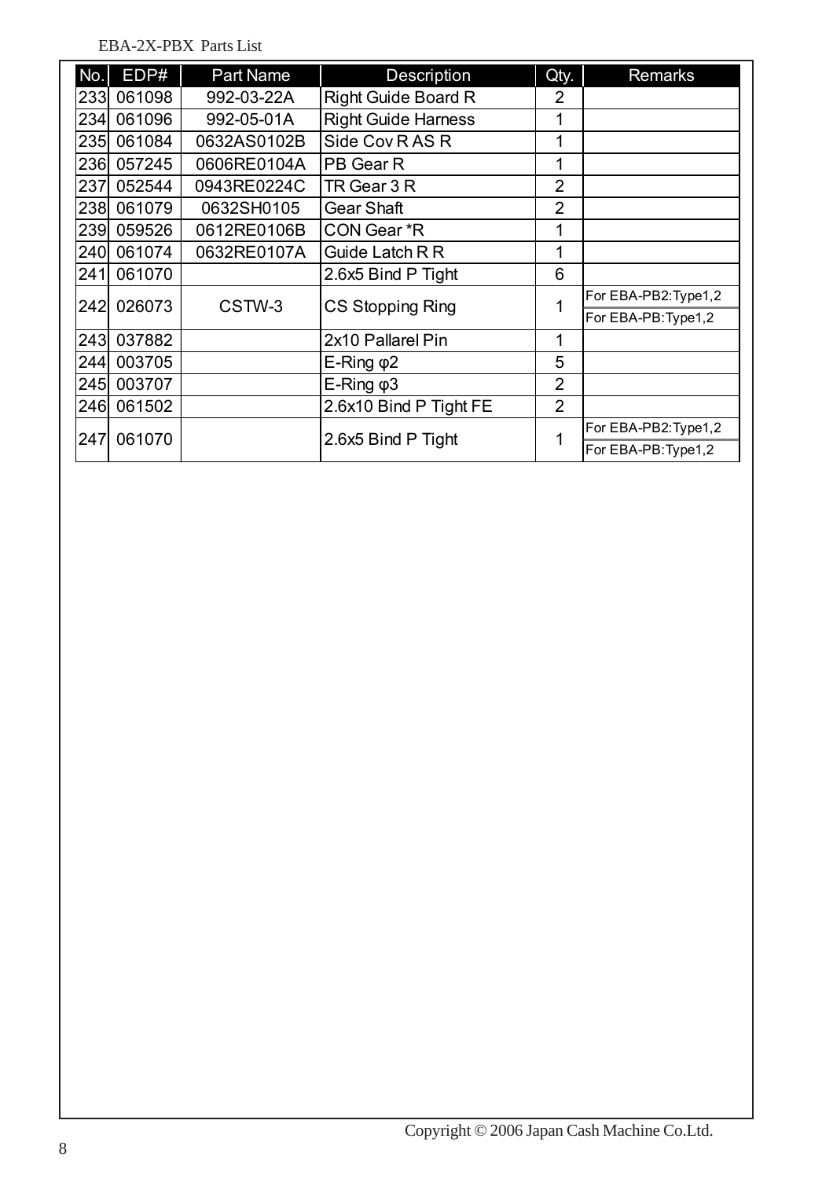| No. | EDP# | Part Name | Description | Qty. | Remarks |
|---|---|---|---|---|---|
| 233 | 061098 | 992-03-22A | Right Guide Board R | 2 | |
| 234 | 061096 | 992-05-01A | Right Guide Harness | 1 | |
| 235 | 061084 | 0632AS0102B | Side Cov R AS R | 1 | |
| 236 | 057245 | 0606RE0104A | PB Gear R | 1 | |
| 237 | 052544 | 0943RE0224C | TR Gear 3 R | 2 | |
| 238 | 061079 | 0632SH0105 | Gear Shaft | 2 | |
| 239 | 059526 | 0612RE0106B | CON Gear *R | 1 | |
| 240 | 061074 | 0632RE0107A | Guide Latch R R | 1 | |
| 241 | 061070 | | 2.6x5 Bind P Tight | 6 | |
| 242 | 026073 | CSTW-3 | CS Stopping Ring | 1 | For EBA-PB2:Type1,2<br>For EBA-PB:Type1,2 |
| 243 | 037882 | | 2x10 Pallarel Pin | 1 | |
| 244 | 003705 | | E-Ring φ2 | 5 | |
| 245 | 003707 | | E-Ring φ3 | 2 | |
| 246 | 061502 | | 2.6x10 Bind P Tight FE | 2 | |
| 247 | 061070 | | 2.6x5 Bind P Tight | 1 | For EBA-PB2:Type1,2<br>For EBA-PB:Type1,2 |

Copyright © 2006 Japan Cash Machine Co.Ltd.